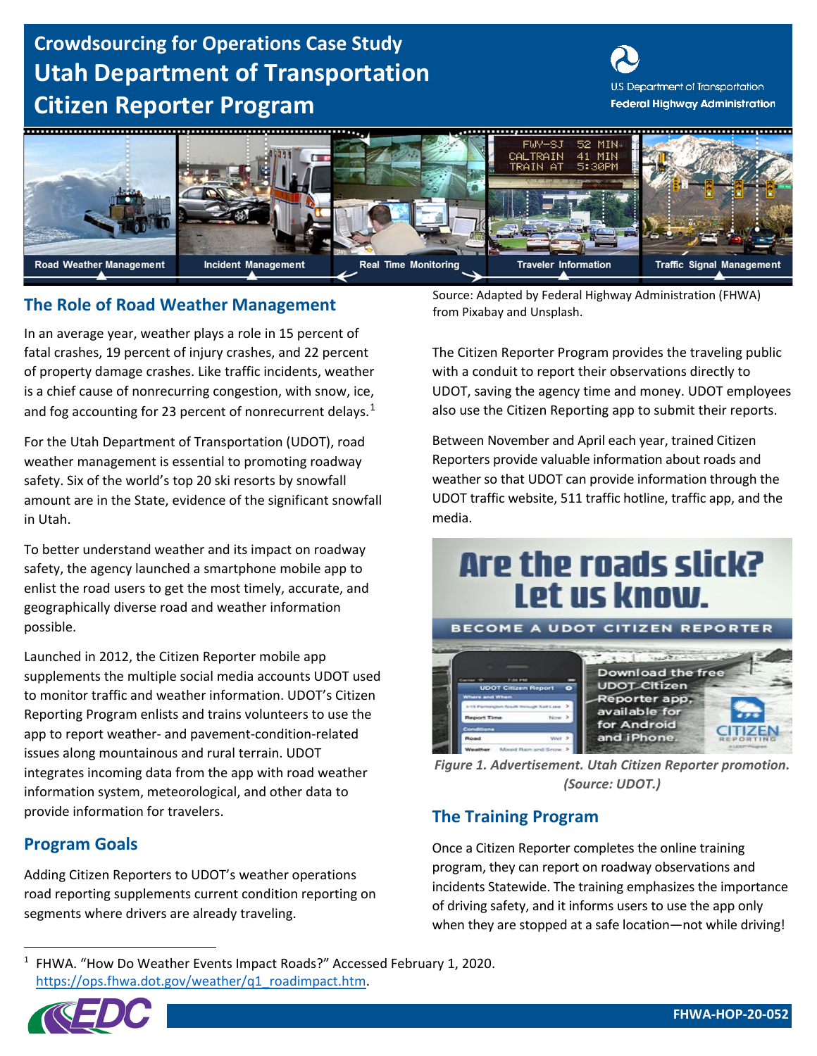# Crowdsourcing for Operations Case Study
# Utah Department of Transportation Citizen Reporter Program

Road Weather Management | Incident Management | Real Time Monitoring | Traveler Information | Traffic Signal Management

Source: Adapted by Federal Highway Administration (FHWA) from Pixabay and Unsplash.

## The Role of Road Weather Management

In an average year, weather plays a role in 15 percent of fatal crashes, 19 percent of injury crashes, and 22 percent of property damage crashes. Like traffic incidents, weather is a chief cause of nonrecurring congestion, with snow, ice, and fog accounting for 23 percent of nonrecurrent delays.[1]

For the Utah Department of Transportation (UDOT), road weather management is essential to promoting roadway safety. Six of the world's top 20 ski resorts by snowfall amount are in the State, evidence of the significant snowfall in Utah.

To better understand weather and its impact on roadway safety, the agency launched a smartphone mobile app to enlist the road users to get the most timely, accurate, and geographically diverse road and weather information possible.

Launched in 2012, the Citizen Reporter mobile app supplements the multiple social media accounts UDOT used to monitor traffic and weather information. UDOT's Citizen Reporting Program enlists and trains volunteers to use the app to report weather- and pavement-condition-related issues along mountainous and rural terrain. UDOT integrates incoming data from the app with road weather information system, meteorological, and other data to provide information for travelers.

## Program Goals

Adding Citizen Reporters to UDOT's weather operations road reporting supplements current condition reporting on segments where drivers are already traveling.

The Citizen Reporter Program provides the traveling public with a conduit to report their observations directly to UDOT, saving the agency time and money. UDOT employees also use the Citizen Reporting app to submit their reports.

Between November and April each year, trained Citizen Reporters provide valuable information about roads and weather so that UDOT can provide information through the UDOT traffic website, 511 traffic hotline, traffic app, and the media.

Are the roads slick? Let us know.

BECOME A UDOT CITIZEN REPORTER

Download the free UDOT Citizen Reporter app, available for Android and iPhone.

*Figure 1. Advertisement. Utah Citizen Reporter promotion. (Source: UDOT.)*

## The Training Program

Once a Citizen Reporter completes the online training program, they can report on roadway observations and incidents Statewide. The training emphasizes the importance of driving safety, and it informs users to use the app only when they are stopped at a safe location—not while driving!

[1] FHWA. "How Do Weather Events Impact Roads?" Accessed February 1, 2020. https://ops.fhwa.dot.gov/weather/q1_roadimpact.htm.

FHWA-HOP-20-052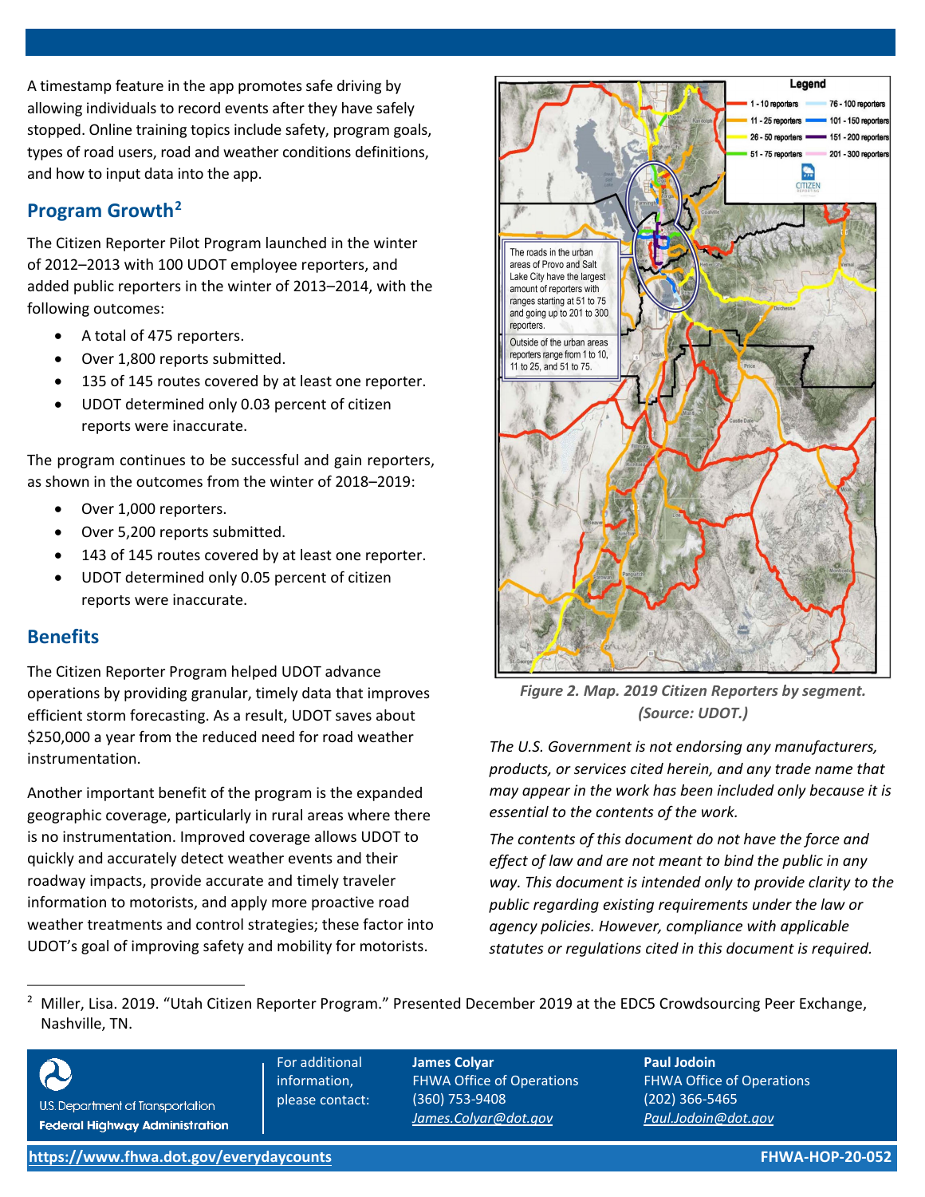A timestamp feature in the app promotes safe driving by allowing individuals to record events after they have safely stopped. Online training topics include safety, program goals, types of road users, road and weather conditions definitions, and how to input data into the app.

## Program Growth[2]

The Citizen Reporter Pilot Program launched in the winter of 2012–2013 with 100 UDOT employee reporters, and added public reporters in the winter of 2013–2014, with the following outcomes:

- A total of 475 reporters.
- Over 1,800 reports submitted.
- 135 of 145 routes covered by at least one reporter.
- UDOT determined only 0.03 percent of citizen reports were inaccurate.

The program continues to be successful and gain reporters, as shown in the outcomes from the winter of 2018–2019:

- Over 1,000 reporters.
- Over 5,200 reports submitted.
- 143 of 145 routes covered by at least one reporter.
- UDOT determined only 0.05 percent of citizen reports were inaccurate.

## Benefits

The Citizen Reporter Program helped UDOT advance operations by providing granular, timely data that improves efficient storm forecasting. As a result, UDOT saves about $250,000 a year from the reduced need for road weather instrumentation.

Another important benefit of the program is the expanded geographic coverage, particularly in rural areas where there is no instrumentation. Improved coverage allows UDOT to quickly and accurately detect weather events and their roadway impacts, provide accurate and timely traveler information to motorists, and apply more proactive road weather treatments and control strategies; these factor into UDOT's goal of improving safety and mobility for motorists.

Legend
1 - 10 reporters
11 - 25 reporters
26 - 50 reporters
51 - 75 reporters
76 - 100 reporters
101 - 150 reporters
151 - 200 reporters
201 - 300 reporters

The roads in the urban areas of Provo and Salt Lake City have the largest amount of reporters with ranges starting at 51 to 75 and going up to 201 to 300 reporters.

Outside of the urban areas reporters range from 1 to 10, 11 to 25, and 51 to 75.

*Figure 2. Map. 2019 Citizen Reporters by segment. (Source: UDOT.)*

*The U.S. Government is not endorsing any manufacturers, products, or services cited herein, and any trade name that may appear in the work has been included only because it is essential to the contents of the work.*

*The contents of this document do not have the force and effect of law and are not meant to bind the public in any way. This document is intended only to provide clarity to the public regarding existing requirements under the law or agency policies. However, compliance with applicable statutes or regulations cited in this document is required.*

[2] Miller, Lisa. 2019. "Utah Citizen Reporter Program." Presented December 2019 at the EDC5 Crowdsourcing Peer Exchange, Nashville, TN.

U.S. Department of Transportation
**Federal Highway Administration**

For additional information, please contact:

**James Colyar**
FHWA Office of Operations
(360) 753-9408
*James.Colyar@dot.gov*

**Paul Jodoin**
FHWA Office of Operations
(202) 366-5465
*Paul.Jodoin@dot.gov*

**https://www.fhwa.dot.gov/everydaycounts**

**FHWA-HOP-20-052**